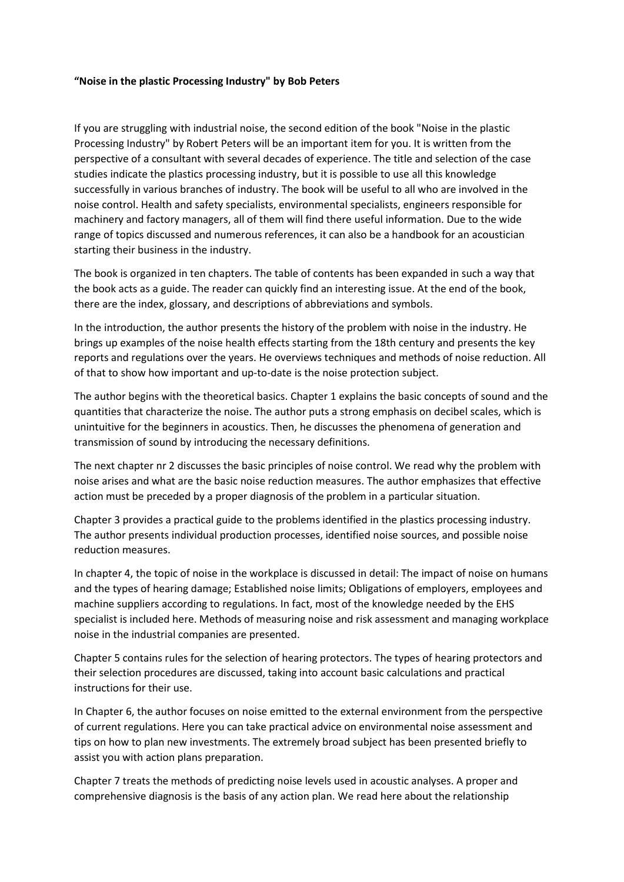**“Noise in the plastic Processing Industry" by Bob Peters**

If you are struggling with industrial noise, the second edition of the book "Noise in the plastic Processing Industry" by Robert Peters will be an important item for you. It is written from the perspective of a consultant with several decades of experience. The title and selection of the case studies indicate the plastics processing industry, but it is possible to use all this knowledge successfully in various branches of industry. The book will be useful to all who are involved in the noise control. Health and safety specialists, environmental specialists, engineers responsible for machinery and factory managers, all of them will find there useful information. Due to the wide range of topics discussed and numerous references, it can also be a handbook for an acoustician starting their business in the industry.

The book is organized in ten chapters. The table of contents has been expanded in such a way that the book acts as a guide. The reader can quickly find an interesting issue. At the end of the book, there are the index, glossary, and descriptions of abbreviations and symbols.

In the introduction, the author presents the history of the problem with noise in the industry. He brings up examples of the noise health effects starting from the 18th century and presents the key reports and regulations over the years. He overviews techniques and methods of noise reduction. All of that to show how important and up-to-date is the noise protection subject.

The author begins with the theoretical basics. Chapter 1 explains the basic concepts of sound and the quantities that characterize the noise. The author puts a strong emphasis on decibel scales, which is unintuitive for the beginners in acoustics. Then, he discusses the phenomena of generation and transmission of sound by introducing the necessary definitions.

The next chapter nr 2 discusses the basic principles of noise control. We read why the problem with noise arises and what are the basic noise reduction measures. The author emphasizes that effective action must be preceded by a proper diagnosis of the problem in a particular situation.

Chapter 3 provides a practical guide to the problems identified in the plastics processing industry. The author presents individual production processes, identified noise sources, and possible noise reduction measures.

In chapter 4, the topic of noise in the workplace is discussed in detail: The impact of noise on humans and the types of hearing damage; Established noise limits; Obligations of employers, employees and machine suppliers according to regulations. In fact, most of the knowledge needed by the EHS specialist is included here. Methods of measuring noise and risk assessment and managing workplace noise in the industrial companies are presented.

Chapter 5 contains rules for the selection of hearing protectors. The types of hearing protectors and their selection procedures are discussed, taking into account basic calculations and practical instructions for their use.

In Chapter 6, the author focuses on noise emitted to the external environment from the perspective of current regulations. Here you can take practical advice on environmental noise assessment and tips on how to plan new investments. The extremely broad subject has been presented briefly to assist you with action plans preparation.

Chapter 7 treats the methods of predicting noise levels used in acoustic analyses. A proper and comprehensive diagnosis is the basis of any action plan. We read here about the relationship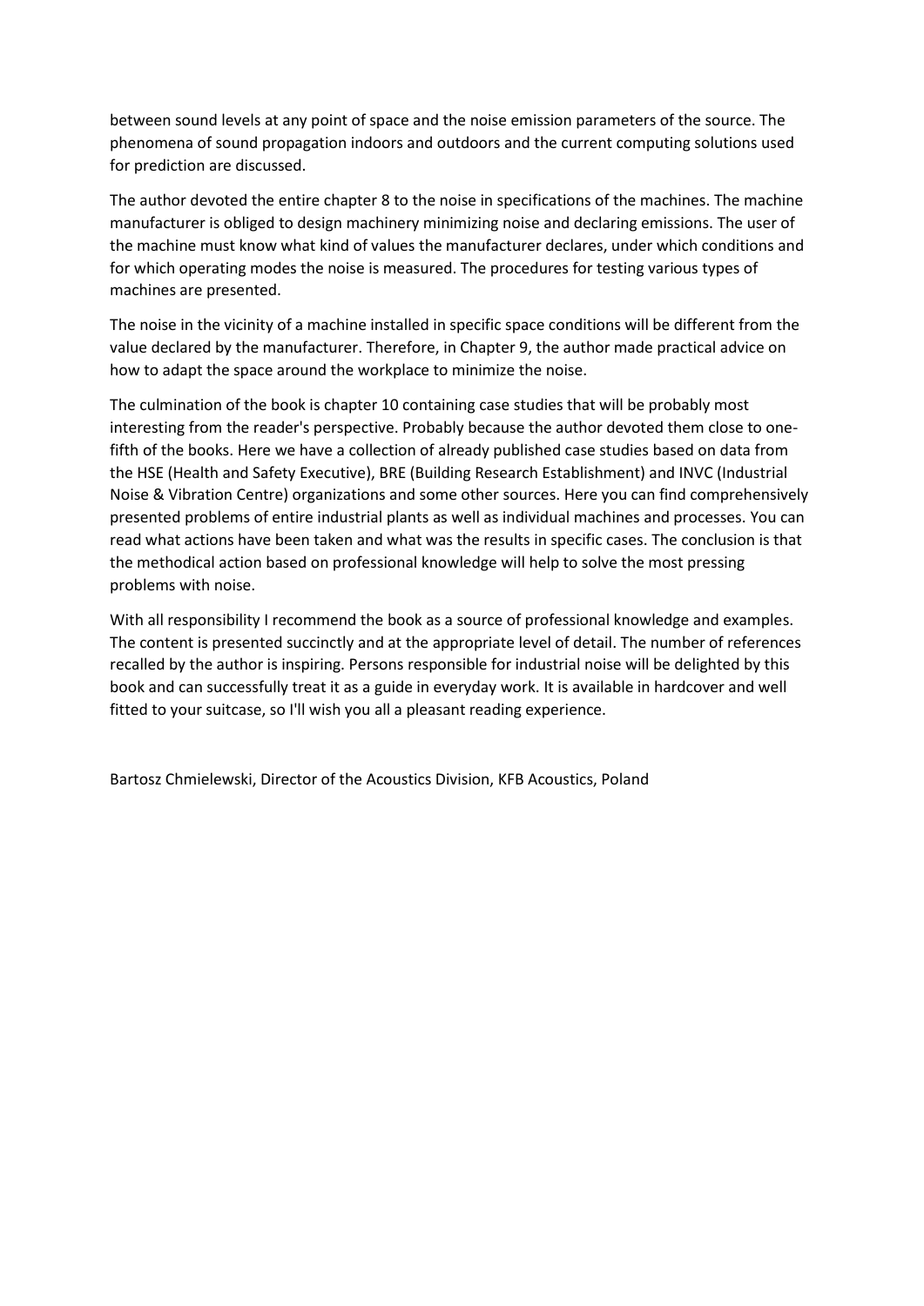between sound levels at any point of space and the noise emission parameters of the source. The phenomena of sound propagation indoors and outdoors and the current computing solutions used for prediction are discussed.

The author devoted the entire chapter 8 to the noise in specifications of the machines. The machine manufacturer is obliged to design machinery minimizing noise and declaring emissions. The user of the machine must know what kind of values the manufacturer declares, under which conditions and for which operating modes the noise is measured. The procedures for testing various types of machines are presented.

The noise in the vicinity of a machine installed in specific space conditions will be different from the value declared by the manufacturer. Therefore, in Chapter 9, the author made practical advice on how to adapt the space around the workplace to minimize the noise.

The culmination of the book is chapter 10 containing case studies that will be probably most interesting from the reader's perspective. Probably because the author devoted them close to one-fifth of the books. Here we have a collection of already published case studies based on data from the HSE (Health and Safety Executive), BRE (Building Research Establishment) and INVC (Industrial Noise & Vibration Centre) organizations and some other sources. Here you can find comprehensively presented problems of entire industrial plants as well as individual machines and processes. You can read what actions have been taken and what was the results in specific cases. The conclusion is that the methodical action based on professional knowledge will help to solve the most pressing problems with noise.

With all responsibility I recommend the book as a source of professional knowledge and examples. The content is presented succinctly and at the appropriate level of detail. The number of references recalled by the author is inspiring. Persons responsible for industrial noise will be delighted by this book and can successfully treat it as a guide in everyday work. It is available in hardcover and well fitted to your suitcase, so I'll wish you all a pleasant reading experience.

Bartosz Chmielewski, Director of the Acoustics Division, KFB Acoustics, Poland